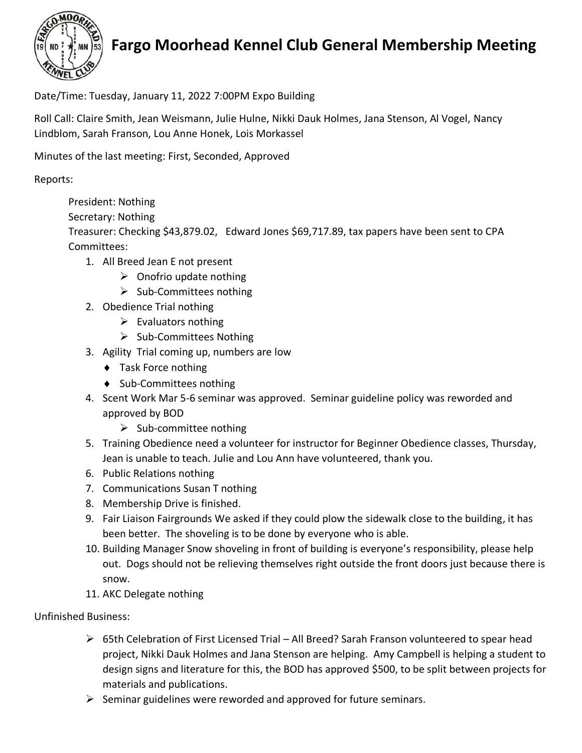# Fargo Moorhead Kennel Club General Membership Meeting

Date/Time: Tuesday, January 11, 2022 7:00PM Expo Building

Roll Call: Claire Smith, Jean Weismann, Julie Hulne, Nikki Dauk Holmes, Jana Stenson, Al Vogel, Nancy Lindblom, Sarah Franson, Lou Anne Honek, Lois Morkassel

Minutes of the last meeting: First, Seconded, Approved

Reports:

President: Nothing
Secretary: Nothing
Treasurer: Checking $43,879.02, Edward Jones $69,717.89, tax papers have been sent to CPA
Committees:

1. All Breed Jean E not present
   - Onofrio update nothing
   - Sub-Committees nothing
2. Obedience Trial nothing
   - Evaluators nothing
   - Sub-Committees Nothing
3. Agility Trial coming up, numbers are low
   - Task Force nothing
   - Sub-Committees nothing
4. Scent Work Mar 5-6 seminar was approved. Seminar guideline policy was reworded and approved by BOD
   - Sub-committee nothing
5. Training Obedience need a volunteer for instructor for Beginner Obedience classes, Thursday, Jean is unable to teach. Julie and Lou Ann have volunteered, thank you.
6. Public Relations nothing
7. Communications Susan T nothing
8. Membership Drive is finished.
9. Fair Liaison Fairgrounds We asked if they could plow the sidewalk close to the building, it has been better. The shoveling is to be done by everyone who is able.
10. Building Manager Snow shoveling in front of building is everyone's responsibility, please help out. Dogs should not be relieving themselves right outside the front doors just because there is snow.
11. AKC Delegate nothing

Unfinished Business:

- 65th Celebration of First Licensed Trial – All Breed? Sarah Franson volunteered to spear head project, Nikki Dauk Holmes and Jana Stenson are helping. Amy Campbell is helping a student to design signs and literature for this, the BOD has approved $500, to be split between projects for materials and publications.
- Seminar guidelines were reworded and approved for future seminars.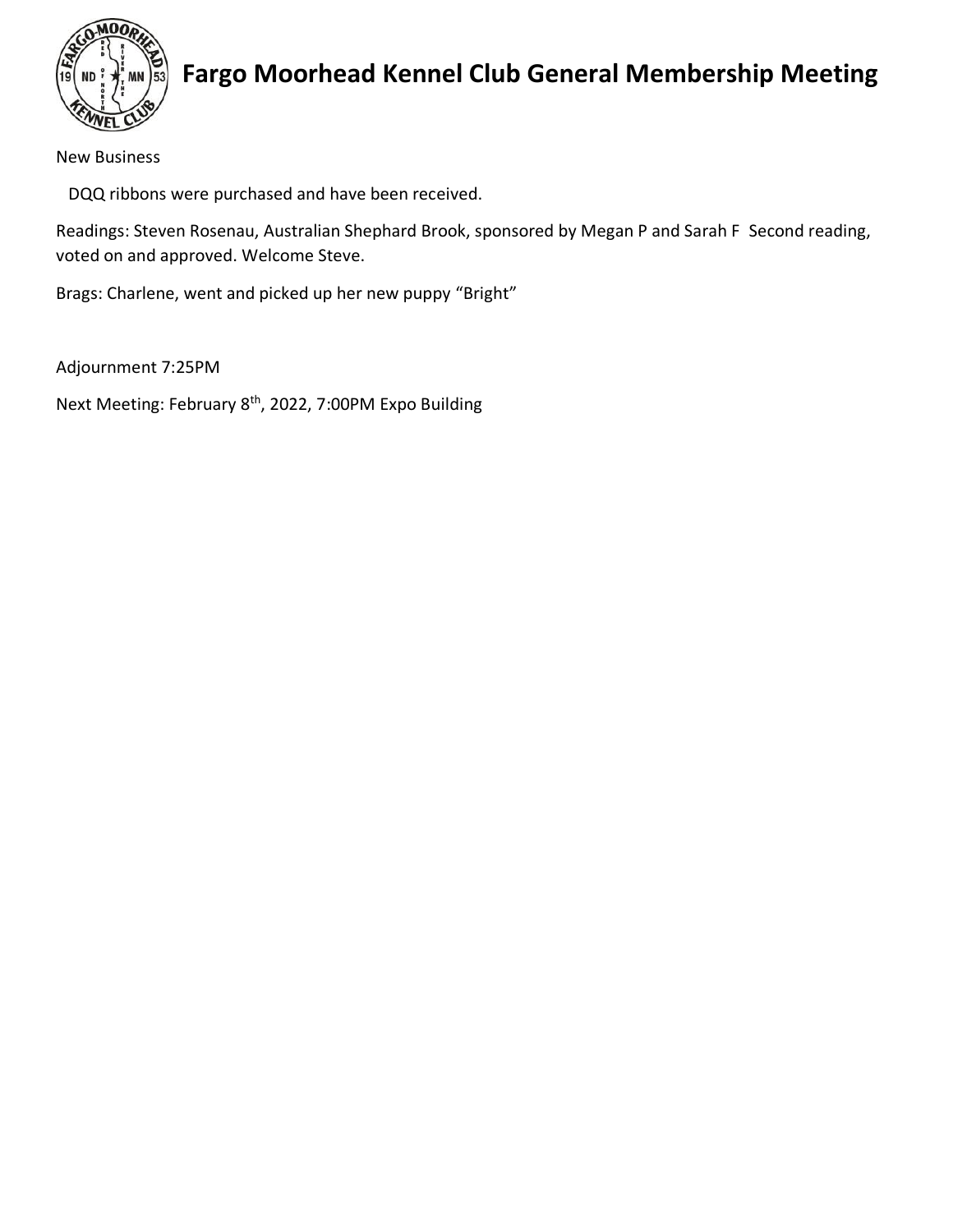# Fargo Moorhead Kennel Club General Membership Meeting

New Business

DQQ ribbons were purchased and have been received.

Readings: Steven Rosenau, Australian Shephard Brook, sponsored by Megan P and Sarah F Second reading, voted on and approved. Welcome Steve.

Brags: Charlene, went and picked up her new puppy “Bright”

Adjournment 7:25PM

Next Meeting: February 8th, 2022, 7:00PM Expo Building